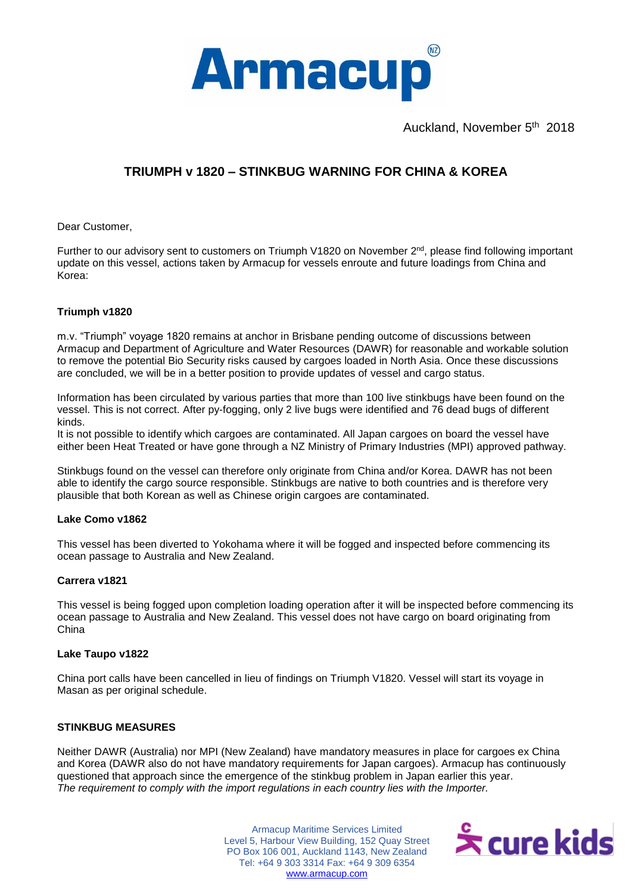# Armacup

Auckland, November 5th 2018

## TRIUMPH v 1820 – STINKBUG WARNING FOR CHINA & KOREA

Dear Customer,

Further to our advisory sent to customers on Triumph V1820 on November 2nd, please find following important update on this vessel, actions taken by Armacup for vessels enroute and future loadings from China and Korea:

### Triumph v1820

m.v. "Triumph" voyage 1820 remains at anchor in Brisbane pending outcome of discussions between Armacup and Department of Agriculture and Water Resources (DAWR) for reasonable and workable solution to remove the potential Bio Security risks caused by cargoes loaded in North Asia. Once these discussions are concluded, we will be in a better position to provide updates of vessel and cargo status.

Information has been circulated by various parties that more than 100 live stinkbugs have been found on the vessel. This is not correct. After py-fogging, only 2 live bugs were identified and 76 dead bugs of different kinds.
It is not possible to identify which cargoes are contaminated. All Japan cargoes on board the vessel have either been Heat Treated or have gone through a NZ Ministry of Primary Industries (MPI) approved pathway.

Stinkbugs found on the vessel can therefore only originate from China and/or Korea. DAWR has not been able to identify the cargo source responsible. Stinkbugs are native to both countries and is therefore very plausible that both Korean as well as Chinese origin cargoes are contaminated.

### Lake Como v1862

This vessel has been diverted to Yokohama where it will be fogged and inspected before commencing its ocean passage to Australia and New Zealand.

### Carrera v1821

This vessel is being fogged upon completion loading operation after it will be inspected before commencing its ocean passage to Australia and New Zealand. This vessel does not have cargo on board originating from China

### Lake Taupo v1822

China port calls have been cancelled in lieu of findings on Triumph V1820. Vessel will start its voyage in Masan as per original schedule.

### STINKBUG MEASURES

Neither DAWR (Australia) nor MPI (New Zealand) have mandatory measures in place for cargoes ex China and Korea (DAWR also do not have mandatory requirements for Japan cargoes). Armacup has continuously questioned that approach since the emergence of the stinkbug problem in Japan earlier this year.
*The requirement to comply with the import regulations in each country lies with the Importer.*

Armacup Maritime Services Limited
Level 5, Harbour View Building, 152 Quay Street
PO Box 106 001, Auckland 1143, New Zealand
Tel: +64 9 303 3314 Fax: +64 9 309 6354
www.armacup.com

cure kids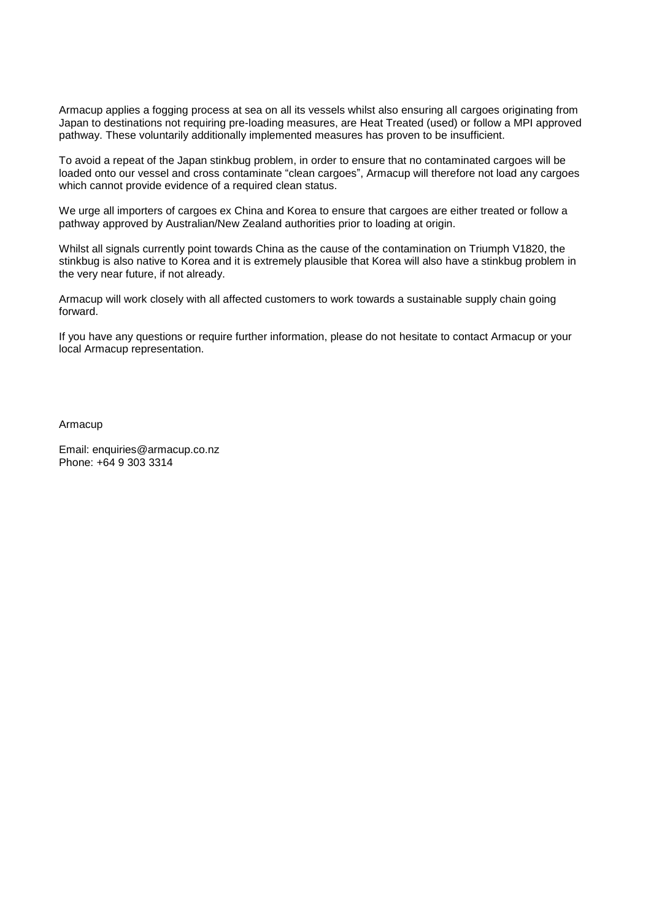Armacup applies a fogging process at sea on all its vessels whilst also ensuring all cargoes originating from Japan to destinations not requiring pre-loading measures, are Heat Treated (used) or follow a MPI approved pathway. These voluntarily additionally implemented measures has proven to be insufficient.

To avoid a repeat of the Japan stinkbug problem, in order to ensure that no contaminated cargoes will be loaded onto our vessel and cross contaminate "clean cargoes", Armacup will therefore not load any cargoes which cannot provide evidence of a required clean status.

We urge all importers of cargoes ex China and Korea to ensure that cargoes are either treated or follow a pathway approved by Australian/New Zealand authorities prior to loading at origin.

Whilst all signals currently point towards China as the cause of the contamination on Triumph V1820, the stinkbug is also native to Korea and it is extremely plausible that Korea will also have a stinkbug problem in the very near future, if not already.

Armacup will work closely with all affected customers to work towards a sustainable supply chain going forward.

If you have any questions or require further information, please do not hesitate to contact Armacup or your local Armacup representation.

Armacup

Email: enquiries@armacup.co.nz
Phone: +64 9 303 3314